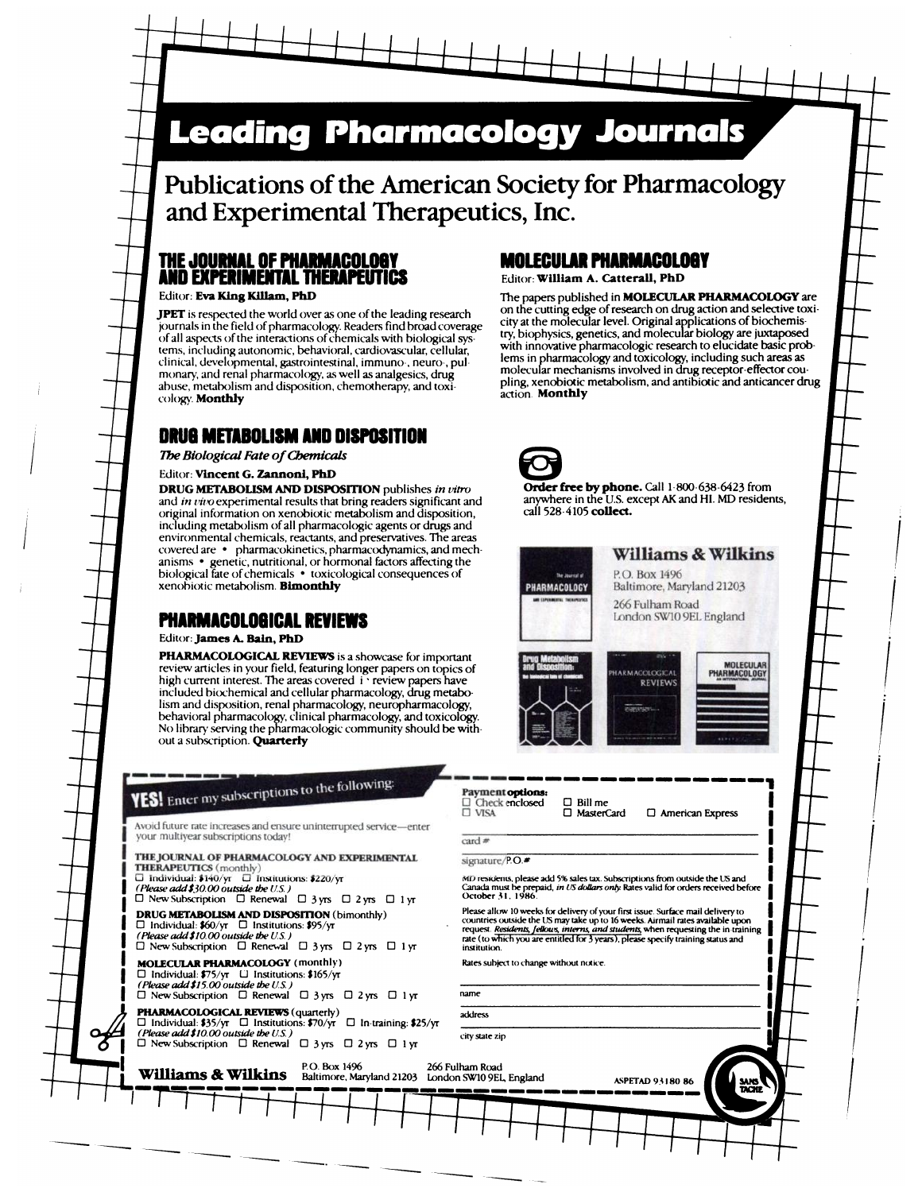# Leading Pharmacology Journals

## Publications of the American Society for Pharmacology and Experimental Therapeutics, Inc.

### THE JOURNAL OF PHARMACOLOGY AND EXPERIMENTAL THERAPEUTICS

Editor: **Eva King Killam, PhD**

**JPET** is respected the world over as one of the leading research journals in the field of pharmacology. Readers find broad coverage of all aspects of the interactions of chemicals with biological systems, including autonomic, behavioral, cardiovascular, cellular, clinical, developmental, gastrointestinal, immuno-, neuro-, pulmonary, and renal pharmacology, as well as analgesics, drug abuse, metabolism and disposition, chemotherapy, and toxicology. **Monthly**

### DRUG METABOLISM AND DISPOSITION

*The Biological Fate of Chemicals*

Editor: **Vincent G. Zannoni, PhD**

**DRUG METABOLISM AND DISPOSITION** publishes *in vitro* and *in vivo* experimental results that bring readers significant and original information on xenobiotic metabolism and disposition, including metabolism of all pharmacologic agents or drugs and environmental chemicals, reactants, and preservatives. The areas covered are • pharmacokinetics, pharmacodynamics, and mechanisms • genetic, nutritional, or hormonal factors affecting the biological fate of chemicals • toxicological consequences of xenobiotic metabolism. **Bimonthly**

### PHARMACOLOGICAL REVIEWS

Editor: **James A. Bain, PhD**

**PHARMACOLOGICAL REVIEWS** is a showcase for important review articles in your field, featuring longer papers on topics of high current interest. The areas covered i· review papers have included biochemical and cellular pharmacology, drug metabolism and disposition, renal pharmacology, neuropharmacology, behavioral pharmacology, clinical pharmacology, and toxicology. No library serving the pharmacologic community should be without a subscription. **Quarterly**

### MOLECULAR PHARMACOLOGY

Editor: **William A. Catterall, PhD**

The papers published in **MOLECULAR PHARMACOLOGY** are on the cutting edge of research on drug action and selective toxicity at the molecular level. Original applications of biochemistry, biophysics, genetics, and molecular biology are juxtaposed with innovative pharmacologic research to elucidate basic problems in pharmacology and toxicology, including such areas as molecular mechanisms involved in drug receptor-effector coupling, xenobiotic metabolism, and antibiotic and anticancer drug action. **Monthly**

**Order free by phone.** Call 1-800-638-6423 from anywhere in the U.S. except AK and HI. MD residents, call 528-4105 **collect.**

**Williams & Wilkins**
P.O. Box 1496
Baltimore, Maryland 21203
266 Fulham Road
London SW10 9EL England

---

**YES!** Enter my subscriptions to the following:

Avoid future rate increases and ensure uninterrupted service—enter your multiyear subscriptions today!

**THE JOURNAL OF PHARMACOLOGY AND EXPERIMENTAL THERAPEUTICS** (monthly)
☐ Individual: $140/yr ☐ Institutions: $220/yr
*(Please add $30.00 outside the U.S.)*
☐ New Subscription ☐ Renewal ☐ 3 yrs ☐ 2 yrs ☐ 1 yr

**DRUG METABOLISM AND DISPOSITION** (bimonthly)
☐ Individual: $60/yr ☐ Institutions: $95/yr
*(Please add $10.00 outside the U.S.)*
☐ New Subscription ☐ Renewal ☐ 3 yrs ☐ 2 yrs ☐ 1 yr

**MOLECULAR PHARMACOLOGY** (monthly)
☐ Individual: $75/yr ☐ Institutions: $165/yr
*(Please add $15.00 outside the U.S.)*
☐ New Subscription ☐ Renewal ☐ 3 yrs ☐ 2 yrs ☐ 1 yr

**PHARMACOLOGICAL REVIEWS** (quarterly)
☐ Individual: $35/yr ☐ Institutions: $70/yr ☐ In-training: $25/yr
*(Please add $10.00 outside the U.S.)*
☐ New Subscription ☐ Renewal ☐ 3 yrs ☐ 2 yrs ☐ 1 yr

**Payment options:**
☐ Check enclosed ☐ Bill me
☐ VISA ☐ MasterCard ☐ American Express

card #

signature/P.O.#

MD residents, please add 5% sales tax. Subscriptions from outside the US and Canada must be prepaid, *in US dollars only.* Rates valid for orders received before October 31, 1986.

Please allow 10 weeks for delivery of your first issue. Surface mail delivery to countries outside the US may take up to 16 weeks. Airmail rates available upon request. *Residents, fellows, interns, and students,* when requesting the in-training rate (to which you are entitled for 3 years), please specify training status and institution.

Rates subject to change without notice.

name

address

city state zip

**Williams & Wilkins** P.O. Box 1496 Baltimore, Maryland 21203 266 Fulham Road London SW10 9EL, England

ASPETAD 93180 86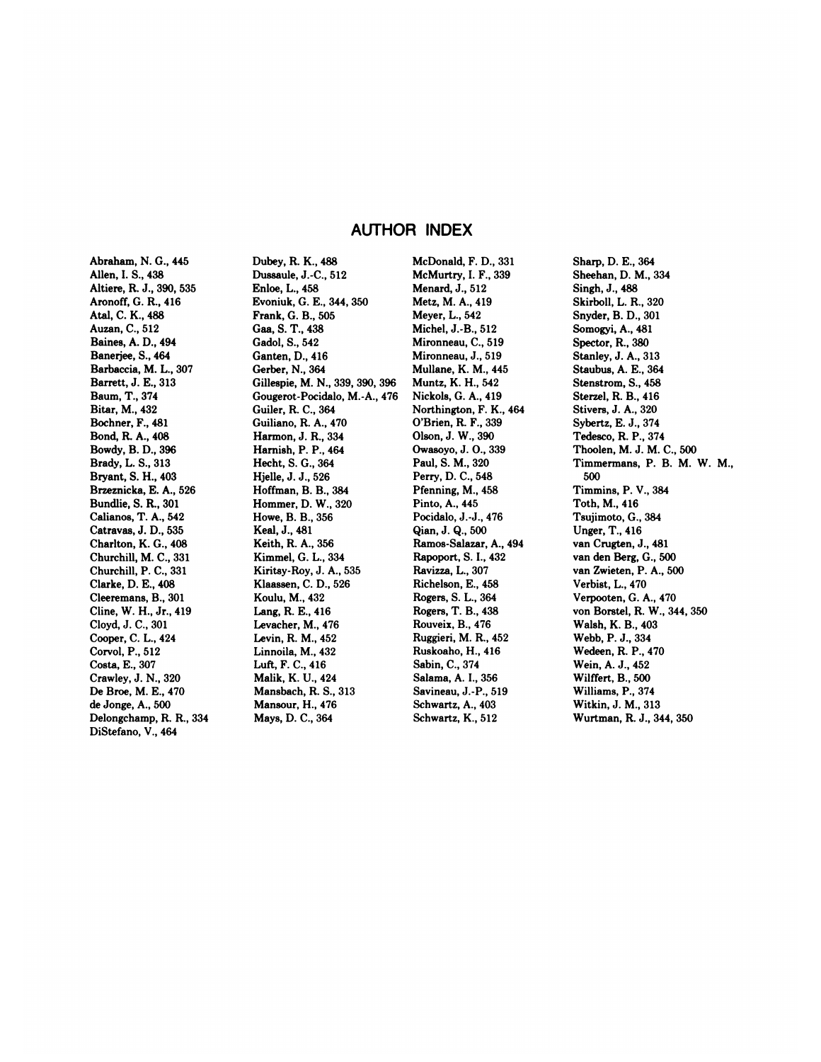## AUTHOR INDEX

Abraham, N. G., 445
Allen, I. S., 438
Altiere, R. J., 390, 535
Aronoff, G. R., 416
Atal, C. K., 488
Auzan, C., 512
Baines, A. D., 494
Banerjee, S., 464
Barbaccia, M. L., 307
Barrett, J. E., 313
Baum, T., 374
Bitar, M., 432
Bochner, F., 481
Bond, R. A., 408
Bowdy, B. D., 396
Brady, L. S., 313
Bryant, S. H., 403
Brzeznicka, E. A., 526
Bundlie, S. R., 301
Calianos, T. A., 542
Catravas, J. D., 535
Charlton, K. G., 408
Churchill, M. C., 331
Churchill, P. C., 331
Clarke, D. E., 408
Cleeremans, B., 301
Cline, W. H., Jr., 419
Cloyd, J. C., 301
Cooper, C. L., 424
Corvol, P., 512
Costa, E., 307
Crawley, J. N., 320
De Broe, M. E., 470
de Jonge, A., 500
Delongchamp, R. R., 334
DiStefano, V., 464
Dubey, R. K., 488
Dussaule, J.-C., 512
Enloe, L., 458
Evoniuk, G. E., 344, 350
Frank, G. B., 505
Gaa, S. T., 438
Gadol, S., 542
Ganten, D., 416
Gerber, N., 364
Gillespie, M. N., 339, 390, 396
Gougerot-Pocidalo, M.-A., 476
Guiler, R. C., 364
Guiliano, R. A., 470
Harmon, J. R., 334
Harnish, P. P., 464
Hecht, S. G., 364
Hjelle, J. J., 526
Hoffman, B. B., 384
Hommer, D. W., 320
Howe, B. B., 356
Keal, J., 481
Keith, R. A., 356
Kimmel, G. L., 334
Kiritsy-Roy, J. A., 535
Klaassen, C. D., 526
Koulu, M., 432
Lang, R. E., 416
Levacher, M., 476
Levin, R. M., 452
Linnoila, M., 432
Luft, F. C., 416
Malik, K. U., 424
Mansbach, R. S., 313
Mansour, H., 476
Mays, D. C., 364
McDonald, F. D., 331
McMurtry, I. F., 339
Menard, J., 512
Metz, M. A., 419
Meyer, L., 542
Michel, J.-B., 512
Mironneau, C., 519
Mironneau, J., 519
Mullane, K. M., 445
Muntz, K. H., 542
Nickols, G. A., 419
Northington, F. K., 464
O'Brien, R. F., 339
Olson, J. W., 390
Owasoyo, J. O., 339
Paul, S. M., 320
Perry, D. C., 548
Pfenning, M., 458
Pinto, A., 445
Pocidalo, J.-J., 476
Qian, J. Q., 500
Ramos-Salazar, A., 494
Rapoport, S. I., 432
Ravizza, L., 307
Richelson, E., 458
Rogers, S. L., 364
Rogers, T. B., 438
Rouveix, B., 476
Ruggieri, M. R., 452
Ruskoaho, H., 416
Sabin, C., 374
Salama, A. I., 356
Savineau, J.-P., 519
Schwartz, A., 403
Schwartz, K., 512
Sharp, D. E., 364
Sheehan, D. M., 334
Singh, J., 488
Skirboll, L. R., 320
Snyder, B. D., 301
Somogyi, A., 481
Spector, R., 380
Stanley, J. A., 313
Staubus, A. E., 364
Stenstrom, S., 458
Sterzel, R. B., 416
Stivers, J. A., 320
Sybertz, E. J., 374
Tedesco, R. P., 374
Thoolen, M. J. M. C., 500
Timmermans, P. B. M. W. M., 500
Timmins, P. V., 384
Toth, M., 416
Tsujimoto, G., 384
Unger, T., 416
van Crugten, J., 481
van den Berg, G., 500
van Zwieten, P. A., 500
Verbist, L., 470
Verpooten, G. A., 470
von Borstel, R. W., 344, 350
Walsh, K. B., 403
Webb, P. J., 334
Wedeen, R. P., 470
Wein, A. J., 452
Wilffert, B., 500
Williams, P., 374
Witkin, J. M., 313
Wurtman, R. J., 344, 350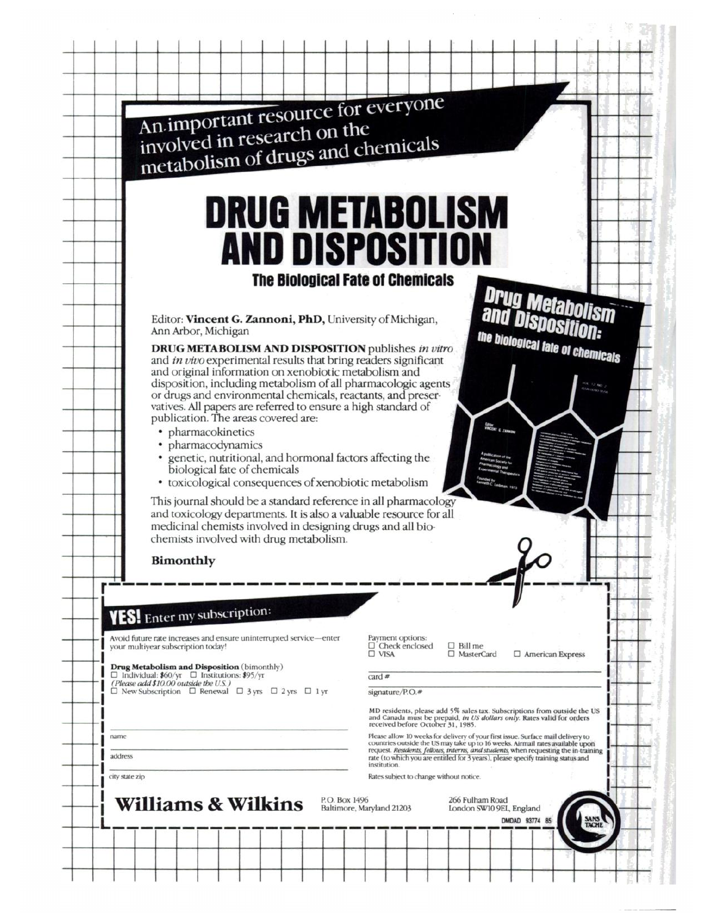An important resource for everyone involved in research on the metabolism of drugs and chemicals

# DRUG METABOLISM AND DISPOSITION

## The Biological Fate of Chemicals

Editor: **Vincent G. Zannoni, PhD,** University of Michigan, Ann Arbor, Michigan

**DRUG METABOLISM AND DISPOSITION** publishes *in vitro* and *in vivo* experimental results that bring readers significant and original information on xenobiotic metabolism and disposition, including metabolism of all pharmacologic agents or drugs and environmental chemicals, reactants, and preservatives. All papers are referred to ensure a high standard of publication. The areas covered are:

- pharmacokinetics
- pharmacodynamics
- genetic, nutritional, and hormonal factors affecting the biological fate of chemicals
- toxicological consequences of xenobiotic metabolism

This journal should be a standard reference in all pharmacology and toxicology departments. It is also a valuable resource for all medicinal chemists involved in designing drugs and all biochemists involved with drug metabolism.

**Bimonthly**

## YES! Enter my subscription:

Avoid future rate increases and ensure uninterrupted service—enter your multiyear subscription today!

**Drug Metabolism and Disposition** (bimonthly)
☐ Individual: $60/yr ☐ Institutions: $95/yr
*(Please add $10.00 outside the U.S.)*
☐ New Subscription ☐ Renewal ☐ 3 yrs ☐ 2 yrs ☐ 1 yr

name

address

city state zip

Payment options:
☐ Check enclosed ☐ Bill me
☐ VISA ☐ MasterCard ☐ American Express

card #

signature/P.O.#

MD residents, please add 5% sales tax. Subscriptions from outside the US and Canada must be prepaid, *in US dollars only*. Rates valid for orders received before October 31, 1985.

Please allow 10 weeks for delivery of your first issue. Surface mail delivery to countries outside the US may take up to 16 weeks. Airmail rates available upon request. *Residents, fellows, interns, and students,* when requesting the in-training rate (to which you are entitled for 3 years), please specify training status and institution.

Rates subject to change without notice.

**Williams & Wilkins**

P.O. Box 1496
Baltimore, Maryland 21203

266 Fulham Road
London SW10 9EL, England

DMDAD 93774 85